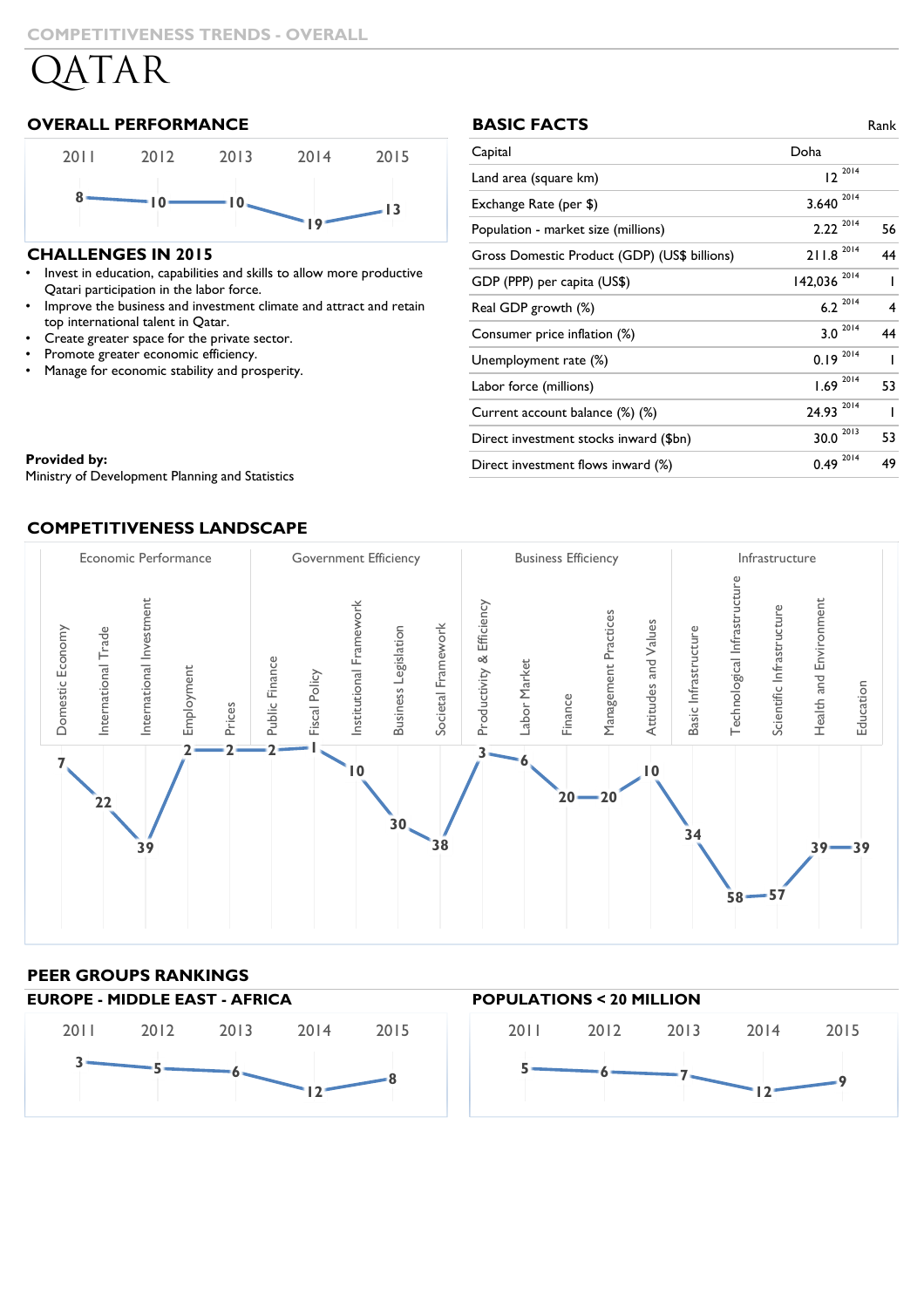COMPETITIVENESS TRENDS - OVERALL

# QATAR

## OVERALL PERFORMANCE

| 2011 | 2012 | 2013 | 2014 | 2015 |
|---|---|---|---|---|
| 8 | 10 | 10 | 19 | 13 |

## CHALLENGES IN 2015

- Invest in education, capabilities and skills to allow more productive Qatari participation in the labor force.
- Improve the business and investment climate and attract and retain top international talent in Qatar.
- Create greater space for the private sector.
- Promote greater economic efficiency.
- Manage for economic stability and prosperity.

**Provided by:**
Ministry of Development Planning and Statistics

## BASIC FACTS

| | | Year | Rank |
|---|---|---|---|
| Capital | Doha | | |
| Land area (square km) | 12 | 2014 | |
| Exchange Rate (per $) | 3.640 | 2014 | |
| Population - market size (millions) | 2.22 | 2014 | 56 |
| Gross Domestic Product (GDP) (US$ billions) | 211.8 | 2014 | 44 |
| GDP (PPP) per capita (US$) | 142,036 | 2014 | 1 |
| Real GDP growth (%) | 6.2 | 2014 | 4 |
| Consumer price inflation (%) | 3.0 | 2014 | 44 |
| Unemployment rate (%) | 0.19 | 2014 | 1 |
| Labor force (millions) | 1.69 | 2014 | 53 |
| Current account balance (%) (%) | 24.93 | 2014 | 1 |
| Direct investment stocks inward ($bn) | 30.0 | 2013 | 53 |
| Direct investment flows inward (%) | 0.49 | 2014 | 49 |

## COMPETITIVENESS LANDSCAPE

| Factor | Sub-factor | Rank |
|---|---|---|
| Economic Performance | Domestic Economy | 7 |
| | International Trade | 22 |
| | International Investment | 39 |
| | Employment | 2 |
| | Prices | 2 |
| Government Efficiency | Public Finance | 2 |
| | Fiscal Policy | 1 |
| | Institutional Framework | 10 |
| | Business Legislation | 30 |
| | Societal Framework | 38 |
| Business Efficiency | Productivity & Efficiency | 3 |
| | Labor Market | 6 |
| | Finance | 20 |
| | Management Practices | 20 |
| | Attitudes and Values | 10 |
| Infrastructure | Basic Infrastructure | 34 |
| | Technological Infrastructure | 58 |
| | Scientific Infrastructure | 57 |
| | Health and Environment | 39 |
| | Education | 39 |

## PEER GROUPS RANKINGS

### EUROPE - MIDDLE EAST - AFRICA

| 2011 | 2012 | 2013 | 2014 | 2015 |
|---|---|---|---|---|
| 3 | 5 | 6 | 12 | 8 |

### POPULATIONS < 20 MILLION

| 2011 | 2012 | 2013 | 2014 | 2015 |
|---|---|---|---|---|
| 5 | 6 | 7 | 12 | 9 |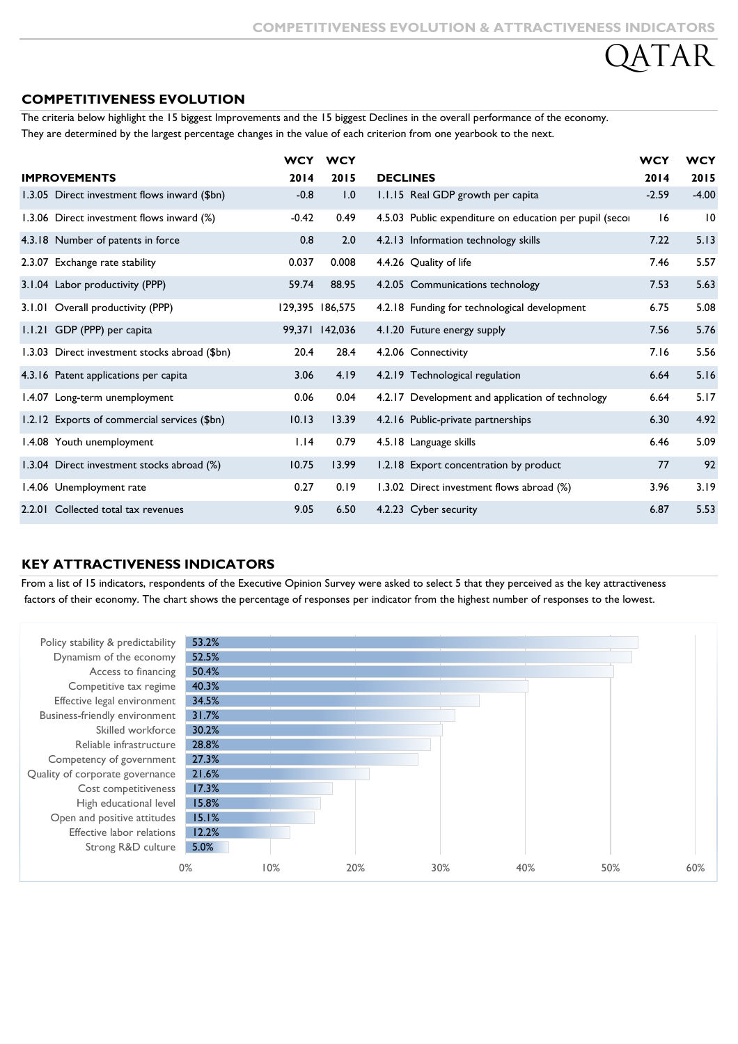# QATAR

## COMPETITIVENESS EVOLUTION

The criteria below highlight the 15 biggest Improvements and the 15 biggest Declines in the overall performance of the economy. They are determined by the largest percentage changes in the value of each criterion from one yearbook to the next.

| IMPROVEMENTS | WCY 2014 | WCY 2015 | DECLINES | WCY 2014 | WCY 2015 |
|---|---|---|---|---|---|
| 1.3.05 Direct investment flows inward ($bn) | -0.8 | 1.0 | 1.1.15 Real GDP growth per capita | -2.59 | -4.00 |
| 1.3.06 Direct investment flows inward (%) | -0.42 | 0.49 | 4.5.03 Public expenditure on education per pupil (secoı | 16 | 10 |
| 4.3.18 Number of patents in force | 0.8 | 2.0 | 4.2.13 Information technology skills | 7.22 | 5.13 |
| 2.3.07 Exchange rate stability | 0.037 | 0.008 | 4.4.26 Quality of life | 7.46 | 5.57 |
| 3.1.04 Labor productivity (PPP) | 59.74 | 88.95 | 4.2.05 Communications technology | 7.53 | 5.63 |
| 3.1.01 Overall productivity (PPP) | 129,395 | 186,575 | 4.2.18 Funding for technological development | 6.75 | 5.08 |
| 1.1.21 GDP (PPP) per capita | 99,371 | 142,036 | 4.1.20 Future energy supply | 7.56 | 5.76 |
| 1.3.03 Direct investment stocks abroad ($bn) | 20.4 | 28.4 | 4.2.06 Connectivity | 7.16 | 5.56 |
| 4.3.16 Patent applications per capita | 3.06 | 4.19 | 4.2.19 Technological regulation | 6.64 | 5.16 |
| 1.4.07 Long-term unemployment | 0.06 | 0.04 | 4.2.17 Development and application of technology | 6.64 | 5.17 |
| 1.2.12 Exports of commercial services ($bn) | 10.13 | 13.39 | 4.2.16 Public-private partnerships | 6.30 | 4.92 |
| 1.4.08 Youth unemployment | 1.14 | 0.79 | 4.5.18 Language skills | 6.46 | 5.09 |
| 1.3.04 Direct investment stocks abroad (%) | 10.75 | 13.99 | 1.2.18 Export concentration by product | 77 | 92 |
| 1.4.06 Unemployment rate | 0.27 | 0.19 | 1.3.02 Direct investment flows abroad (%) | 3.96 | 3.19 |
| 2.2.01 Collected total tax revenues | 9.05 | 6.50 | 4.2.23 Cyber security | 6.87 | 5.53 |

## KEY ATTRACTIVENESS INDICATORS

From a list of 15 indicators, respondents of the Executive Opinion Survey were asked to select 5 that they perceived as the key attractiveness factors of their economy. The chart shows the percentage of responses per indicator from the highest number of responses to the lowest.

| Indicator | % of responses |
|---|---|
| Policy stability & predictability | 53.2% |
| Dynamism of the economy | 52.5% |
| Access to financing | 50.4% |
| Competitive tax regime | 40.3% |
| Effective legal environment | 34.5% |
| Business-friendly environment | 31.7% |
| Skilled workforce | 30.2% |
| Reliable infrastructure | 28.8% |
| Competency of government | 27.3% |
| Quality of corporate governance | 21.6% |
| Cost competitiveness | 17.3% |
| High educational level | 15.8% |
| Open and positive attitudes | 15.1% |
| Effective labor relations | 12.2% |
| Strong R&D culture | 5.0% |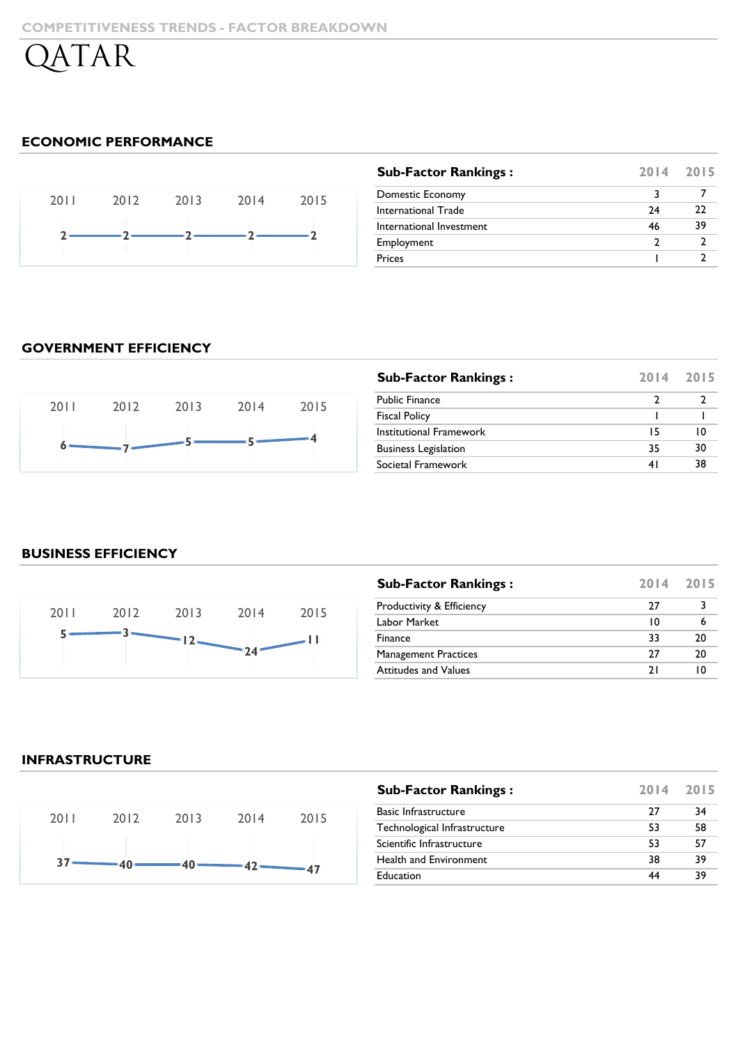COMPETITIVENESS TRENDS - FACTOR BREAKDOWN

# QATAR

## ECONOMIC PERFORMANCE

| 2011 | 2012 | 2013 | 2014 | 2015 |
|---|---|---|---|---|
| 2 | 2 | 2 | 2 | 2 |

| Sub-Factor Rankings : | 2014 | 2015 |
|---|---|---|
| Domestic Economy | 3 | 7 |
| International Trade | 24 | 22 |
| International Investment | 46 | 39 |
| Employment | 2 | 2 |
| Prices | 1 | 2 |

## GOVERNMENT EFFICIENCY

| 2011 | 2012 | 2013 | 2014 | 2015 |
|---|---|---|---|---|
| 6 | 7 | 5 | 5 | 4 |

| Sub-Factor Rankings : | 2014 | 2015 |
|---|---|---|
| Public Finance | 2 | 2 |
| Fiscal Policy | 1 | 1 |
| Institutional Framework | 15 | 10 |
| Business Legislation | 35 | 30 |
| Societal Framework | 41 | 38 |

## BUSINESS EFFICIENCY

| 2011 | 2012 | 2013 | 2014 | 2015 |
|---|---|---|---|---|
| 5 | 3 | 12 | 24 | 11 |

| Sub-Factor Rankings : | 2014 | 2015 |
|---|---|---|
| Productivity & Efficiency | 27 | 3 |
| Labor Market | 10 | 6 |
| Finance | 33 | 20 |
| Management Practices | 27 | 20 |
| Attitudes and Values | 21 | 10 |

## INFRASTRUCTURE

| 2011 | 2012 | 2013 | 2014 | 2015 |
|---|---|---|---|---|
| 37 | 40 | 40 | 42 | 47 |

| Sub-Factor Rankings : | 2014 | 2015 |
|---|---|---|
| Basic Infrastructure | 27 | 34 |
| Technological Infrastructure | 53 | 58 |
| Scientific Infrastructure | 53 | 57 |
| Health and Environment | 38 | 39 |
| Education | 44 | 39 |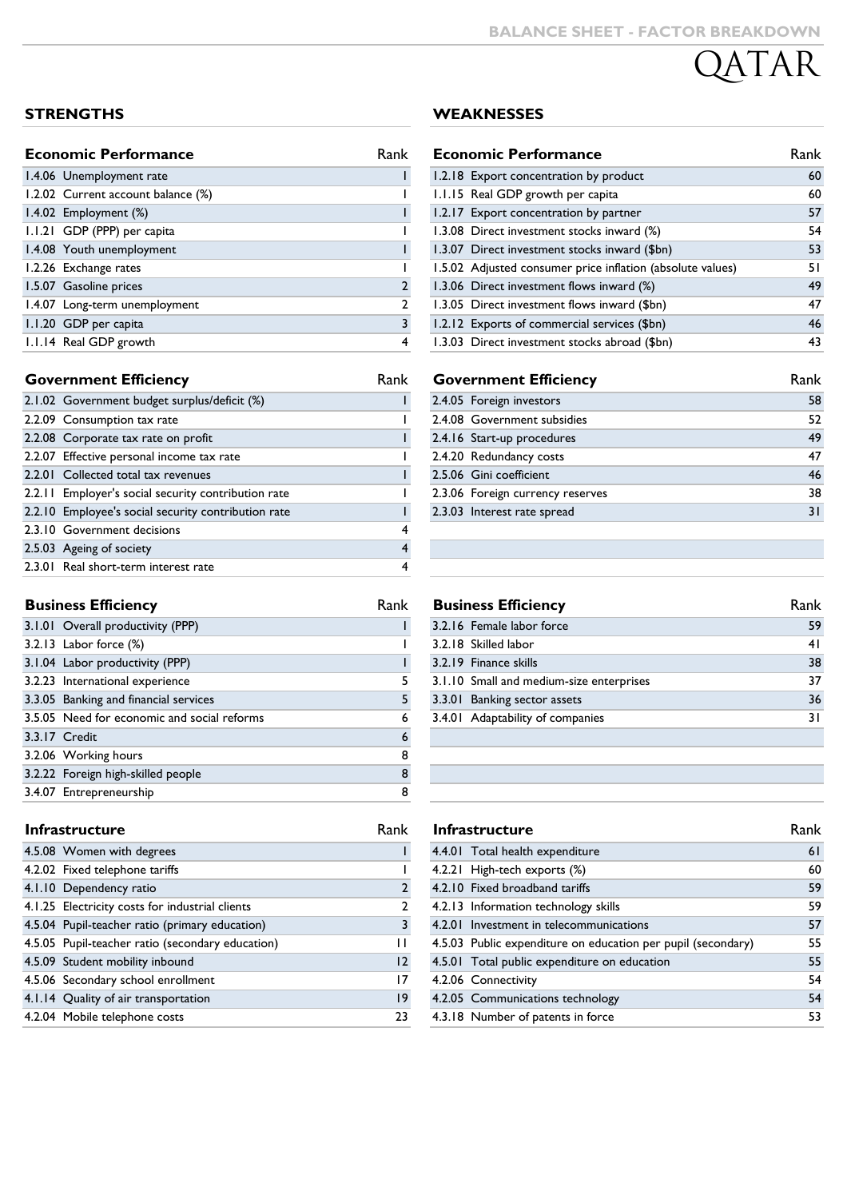# BALANCE SHEET - FACTOR BREAKDOWN

# QATAR

## STRENGTHS

### Economic Performance

| Economic Performance | Rank |
|---|---|
| 1.4.06 Unemployment rate | 1 |
| 1.2.02 Current account balance (%) | 1 |
| 1.4.02 Employment (%) | 1 |
| 1.1.21 GDP (PPP) per capita | 1 |
| 1.4.08 Youth unemployment | 1 |
| 1.2.26 Exchange rates | 1 |
| 1.5.07 Gasoline prices | 2 |
| 1.4.07 Long-term unemployment | 2 |
| 1.1.20 GDP per capita | 3 |
| 1.1.14 Real GDP growth | 4 |

### Government Efficiency

| Government Efficiency | Rank |
|---|---|
| 2.1.02 Government budget surplus/deficit (%) | 1 |
| 2.2.09 Consumption tax rate | 1 |
| 2.2.08 Corporate tax rate on profit | 1 |
| 2.2.07 Effective personal income tax rate | 1 |
| 2.2.01 Collected total tax revenues | 1 |
| 2.2.11 Employer's social security contribution rate | 1 |
| 2.2.10 Employee's social security contribution rate | 1 |
| 2.3.10 Government decisions | 4 |
| 2.5.03 Ageing of society | 4 |
| 2.3.01 Real short-term interest rate | 4 |

### Business Efficiency

| Business Efficiency | Rank |
|---|---|
| 3.1.01 Overall productivity (PPP) | 1 |
| 3.2.13 Labor force (%) | 1 |
| 3.1.04 Labor productivity (PPP) | 1 |
| 3.2.23 International experience | 5 |
| 3.3.05 Banking and financial services | 5 |
| 3.5.05 Need for economic and social reforms | 6 |
| 3.3.17 Credit | 6 |
| 3.2.06 Working hours | 8 |
| 3.2.22 Foreign high-skilled people | 8 |
| 3.4.07 Entrepreneurship | 8 |

### Infrastructure

| Infrastructure | Rank |
|---|---|
| 4.5.08 Women with degrees | 1 |
| 4.2.02 Fixed telephone tariffs | 1 |
| 4.1.10 Dependency ratio | 2 |
| 4.1.25 Electricity costs for industrial clients | 2 |
| 4.5.04 Pupil-teacher ratio (primary education) | 3 |
| 4.5.05 Pupil-teacher ratio (secondary education) | 11 |
| 4.5.09 Student mobility inbound | 12 |
| 4.5.06 Secondary school enrollment | 17 |
| 4.1.14 Quality of air transportation | 19 |
| 4.2.04 Mobile telephone costs | 23 |

## WEAKNESSES

### Economic Performance

| Economic Performance | Rank |
|---|---|
| 1.2.18 Export concentration by product | 60 |
| 1.1.15 Real GDP growth per capita | 60 |
| 1.2.17 Export concentration by partner | 57 |
| 1.3.08 Direct investment stocks inward (%) | 54 |
| 1.3.07 Direct investment stocks inward ($bn) | 53 |
| 1.5.02 Adjusted consumer price inflation (absolute values) | 51 |
| 1.3.06 Direct investment flows inward (%) | 49 |
| 1.3.05 Direct investment flows inward ($bn) | 47 |
| 1.2.12 Exports of commercial services ($bn) | 46 |
| 1.3.03 Direct investment stocks abroad ($bn) | 43 |

### Government Efficiency

| Government Efficiency | Rank |
|---|---|
| 2.4.05 Foreign investors | 58 |
| 2.4.08 Government subsidies | 52 |
| 2.4.16 Start-up procedures | 49 |
| 2.4.20 Redundancy costs | 47 |
| 2.5.06 Gini coefficient | 46 |
| 2.3.06 Foreign currency reserves | 38 |
| 2.3.03 Interest rate spread | 31 |

### Business Efficiency

| Business Efficiency | Rank |
|---|---|
| 3.2.16 Female labor force | 59 |
| 3.2.18 Skilled labor | 41 |
| 3.2.19 Finance skills | 38 |
| 3.1.10 Small and medium-size enterprises | 37 |
| 3.3.01 Banking sector assets | 36 |
| 3.4.01 Adaptability of companies | 31 |

### Infrastructure

| Infrastructure | Rank |
|---|---|
| 4.4.01 Total health expenditure | 61 |
| 4.2.21 High-tech exports (%) | 60 |
| 4.2.10 Fixed broadband tariffs | 59 |
| 4.2.13 Information technology skills | 59 |
| 4.2.01 Investment in telecommunications | 57 |
| 4.5.03 Public expenditure on education per pupil (secondary) | 55 |
| 4.5.01 Total public expenditure on education | 55 |
| 4.2.06 Connectivity | 54 |
| 4.2.05 Communications technology | 54 |
| 4.3.18 Number of patents in force | 53 |